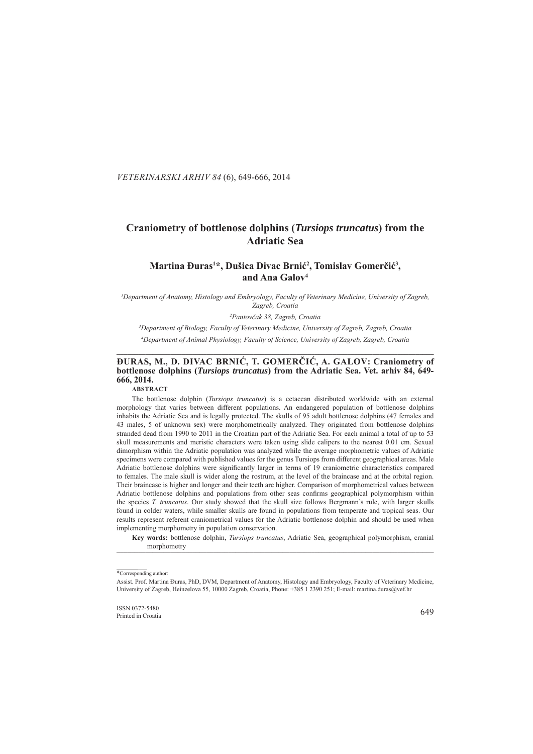# Craniometry of bottlenose dolphins (*Tursiops truncatus*) from the Adriatic Sea

**Martina Đuras[1]*, Dušica Divac Brnić[2], Tomislav Gomerčić[3], and Ana Galov[4]**

[1]*Department of Anatomy, Histology and Embryology, Faculty of Veterinary Medicine, University of Zagreb, Zagreb, Croatia*

[2]*Pantovčak 38, Zagreb, Croatia*

[3]*Department of Biology, Faculty of Veterinary Medicine, University of Zagreb, Zagreb, Croatia*

[4]*Department of Animal Physiology, Faculty of Science, University of Zagreb, Zagreb, Croatia*

---

**ĐURAS, M., D. DIVAC BRNIĆ, T. GOMERČIĆ, A. GALOV: Craniometry of bottlenose dolphins (*Tursiops truncatus*) from the Adriatic Sea. Vet. arhiv 84, 649-666, 2014.**

**ABSTRACT**

The bottlenose dolphin (*Tursiops truncatus*) is a cetacean distributed worldwide with an external morphology that varies between different populations. An endangered population of bottlenose dolphins inhabits the Adriatic Sea and is legally protected. The skulls of 95 adult bottlenose dolphins (47 females and 43 males, 5 of unknown sex) were morphometrically analyzed. They originated from bottlenose dolphins stranded dead from 1990 to 2011 in the Croatian part of the Adriatic Sea. For each animal a total of up to 53 skull measurements and meristic characters were taken using slide calipers to the nearest 0.01 cm. Sexual dimorphism within the Adriatic population was analyzed while the average morphometric values of Adriatic specimens were compared with published values for the genus Tursiops from different geographical areas. Male Adriatic bottlenose dolphins were significantly larger in terms of 19 craniometric characteristics compared to females. The male skull is wider along the rostrum, at the level of the braincase and at the orbital region. Their braincase is higher and longer and their teeth are higher. Comparison of morphometrical values between Adriatic bottlenose dolphins and populations from other seas confirms geographical polymorphism within the species *T. truncatus*. Our study showed that the skull size follows Bergmann's rule, with larger skulls found in colder waters, while smaller skulls are found in populations from temperate and tropical seas. Our results represent referent craniometrical values for the Adriatic bottlenose dolphin and should be used when implementing morphometry in population conservation.

**Key words:** bottlenose dolphin, *Tursiops truncatus*, Adriatic Sea, geographical polymorphism, cranial morphometry

---

*Corresponding author:

Assist. Prof. Martina Đuras, PhD, DVM, Department of Anatomy, Histology and Embryology, Faculty of Veterinary Medicine, University of Zagreb, Heinzelova 55, 10000 Zagreb, Croatia, Phone: +385 1 2390 251; E-mail: martina.duras@vef.hr

ISSN 0372-5480
Printed in Croatia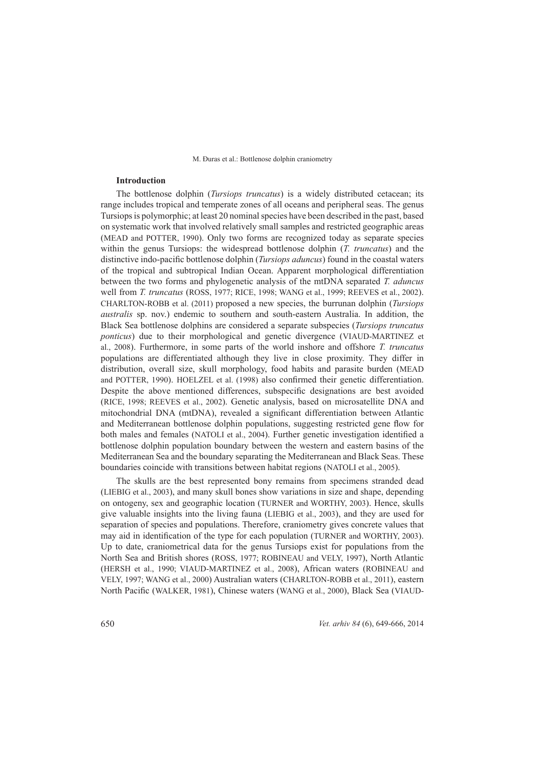## Introduction

The bottlenose dolphin (*Tursiops truncatus*) is a widely distributed cetacean; its range includes tropical and temperate zones of all oceans and peripheral seas. The genus Tursiops is polymorphic; at least 20 nominal species have been described in the past, based on systematic work that involved relatively small samples and restricted geographic areas (MEAD and POTTER, 1990). Only two forms are recognized today as separate species within the genus Tursiops: the widespread bottlenose dolphin (*T. truncatus*) and the distinctive indo-pacific bottlenose dolphin (*Tursiops aduncus*) found in the coastal waters of the tropical and subtropical Indian Ocean. Apparent morphological differentiation between the two forms and phylogenetic analysis of the mtDNA separated *T. aduncus* well from *T. truncatus* (ROSS, 1977; RICE, 1998; WANG et al., 1999; REEVES et al., 2002). CHARLTON-ROBB et al. (2011) proposed a new species, the burrunan dolphin (*Tursiops australis* sp. nov.) endemic to southern and south-eastern Australia. In addition, the Black Sea bottlenose dolphins are considered a separate subspecies (*Tursiops truncatus ponticus*) due to their morphological and genetic divergence (VIAUD-MARTINEZ et al., 2008). Furthermore, in some parts of the world inshore and offshore *T. truncatus* populations are differentiated although they live in close proximity. They differ in distribution, overall size, skull morphology, food habits and parasite burden (MEAD and POTTER, 1990). HOELZEL et al. (1998) also confirmed their genetic differentiation. Despite the above mentioned differences, subspecific designations are best avoided (RICE, 1998; REEVES et al., 2002). Genetic analysis, based on microsatellite DNA and mitochondrial DNA (mtDNA), revealed a significant differentiation between Atlantic and Mediterranean bottlenose dolphin populations, suggesting restricted gene flow for both males and females (NATOLI et al., 2004). Further genetic investigation identified a bottlenose dolphin population boundary between the western and eastern basins of the Mediterranean Sea and the boundary separating the Mediterranean and Black Seas. These boundaries coincide with transitions between habitat regions (NATOLI et al., 2005).

The skulls are the best represented bony remains from specimens stranded dead (LIEBIG et al., 2003), and many skull bones show variations in size and shape, depending on ontogeny, sex and geographic location (TURNER and WORTHY, 2003). Hence, skulls give valuable insights into the living fauna (LIEBIG et al., 2003), and they are used for separation of species and populations. Therefore, craniometry gives concrete values that may aid in identification of the type for each population (TURNER and WORTHY, 2003). Up to date, craniometrical data for the genus Tursiops exist for populations from the North Sea and British shores (ROSS, 1977; ROBINEAU and VELY, 1997), North Atlantic (HERSH et al., 1990; VIAUD-MARTINEZ et al., 2008), African waters (ROBINEAU and VELY, 1997; WANG et al., 2000) Australian waters (CHARLTON-ROBB et al., 2011), eastern North Pacific (WALKER, 1981), Chinese waters (WANG et al., 2000), Black Sea (VIAUD-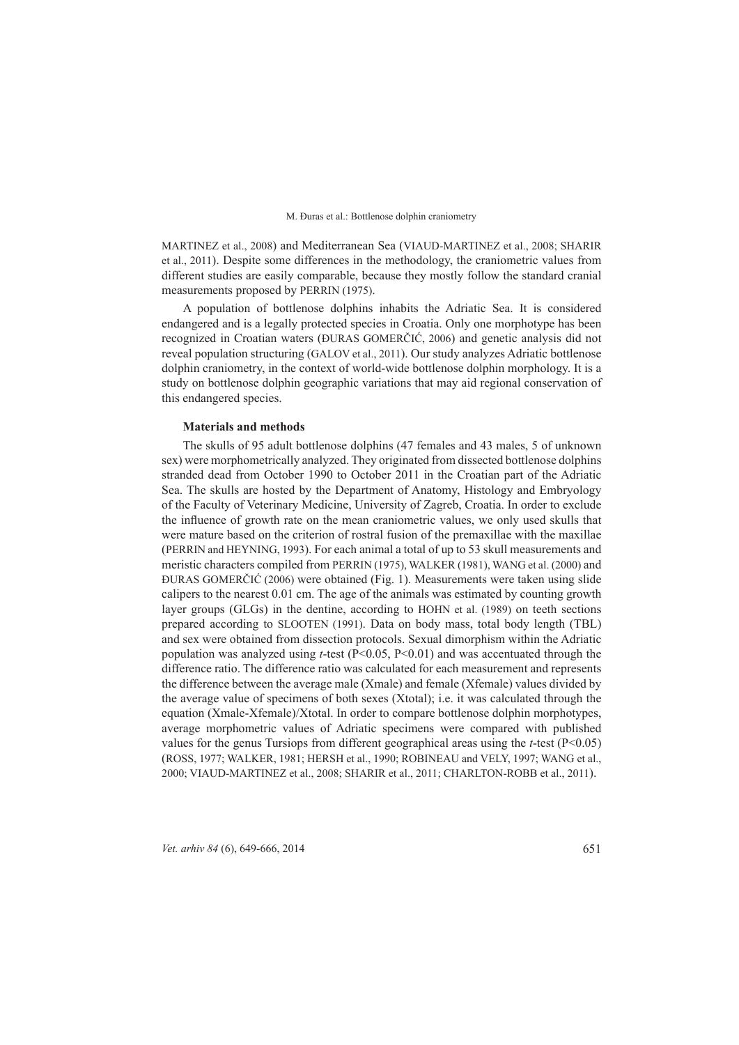MARTINEZ et al., 2008) and Mediterranean Sea (VIAUD-MARTINEZ et al., 2008; SHARIR et al., 2011). Despite some differences in the methodology, the craniometric values from different studies are easily comparable, because they mostly follow the standard cranial measurements proposed by PERRIN (1975).

A population of bottlenose dolphins inhabits the Adriatic Sea. It is considered endangered and is a legally protected species in Croatia. Only one morphotype has been recognized in Croatian waters (ĐURAS GOMERČIĆ, 2006) and genetic analysis did not reveal population structuring (GALOV et al., 2011). Our study analyzes Adriatic bottlenose dolphin craniometry, in the context of world-wide bottlenose dolphin morphology. It is a study on bottlenose dolphin geographic variations that may aid regional conservation of this endangered species.

## Materials and methods

The skulls of 95 adult bottlenose dolphins (47 females and 43 males, 5 of unknown sex) were morphometrically analyzed. They originated from dissected bottlenose dolphins stranded dead from October 1990 to October 2011 in the Croatian part of the Adriatic Sea. The skulls are hosted by the Department of Anatomy, Histology and Embryology of the Faculty of Veterinary Medicine, University of Zagreb, Croatia. In order to exclude the influence of growth rate on the mean craniometric values, we only used skulls that were mature based on the criterion of rostral fusion of the premaxillae with the maxillae (PERRIN and HEYNING, 1993). For each animal a total of up to 53 skull measurements and meristic characters compiled from PERRIN (1975), WALKER (1981), WANG et al. (2000) and ĐURAS GOMERČIĆ (2006) were obtained (Fig. 1). Measurements were taken using slide calipers to the nearest 0.01 cm. The age of the animals was estimated by counting growth layer groups (GLGs) in the dentine, according to HOHN et al. (1989) on teeth sections prepared according to SLOOTEN (1991). Data on body mass, total body length (TBL) and sex were obtained from dissection protocols. Sexual dimorphism within the Adriatic population was analyzed using *t*-test ($P<0.05$, $P<0.01$) and was accentuated through the difference ratio. The difference ratio was calculated for each measurement and represents the difference between the average male (Xmale) and female (Xfemale) values divided by the average value of specimens of both sexes (Xtotal); i.e. it was calculated through the equation (Xmale-Xfemale)/Xtotal. In order to compare bottlenose dolphin morphotypes, average morphometric values of Adriatic specimens were compared with published values for the genus Tursiops from different geographical areas using the *t*-test ($P<0.05$) (ROSS, 1977; WALKER, 1981; HERSH et al., 1990; ROBINEAU and VELY, 1997; WANG et al., 2000; VIAUD-MARTINEZ et al., 2008; SHARIR et al., 2011; CHARLTON-ROBB et al., 2011).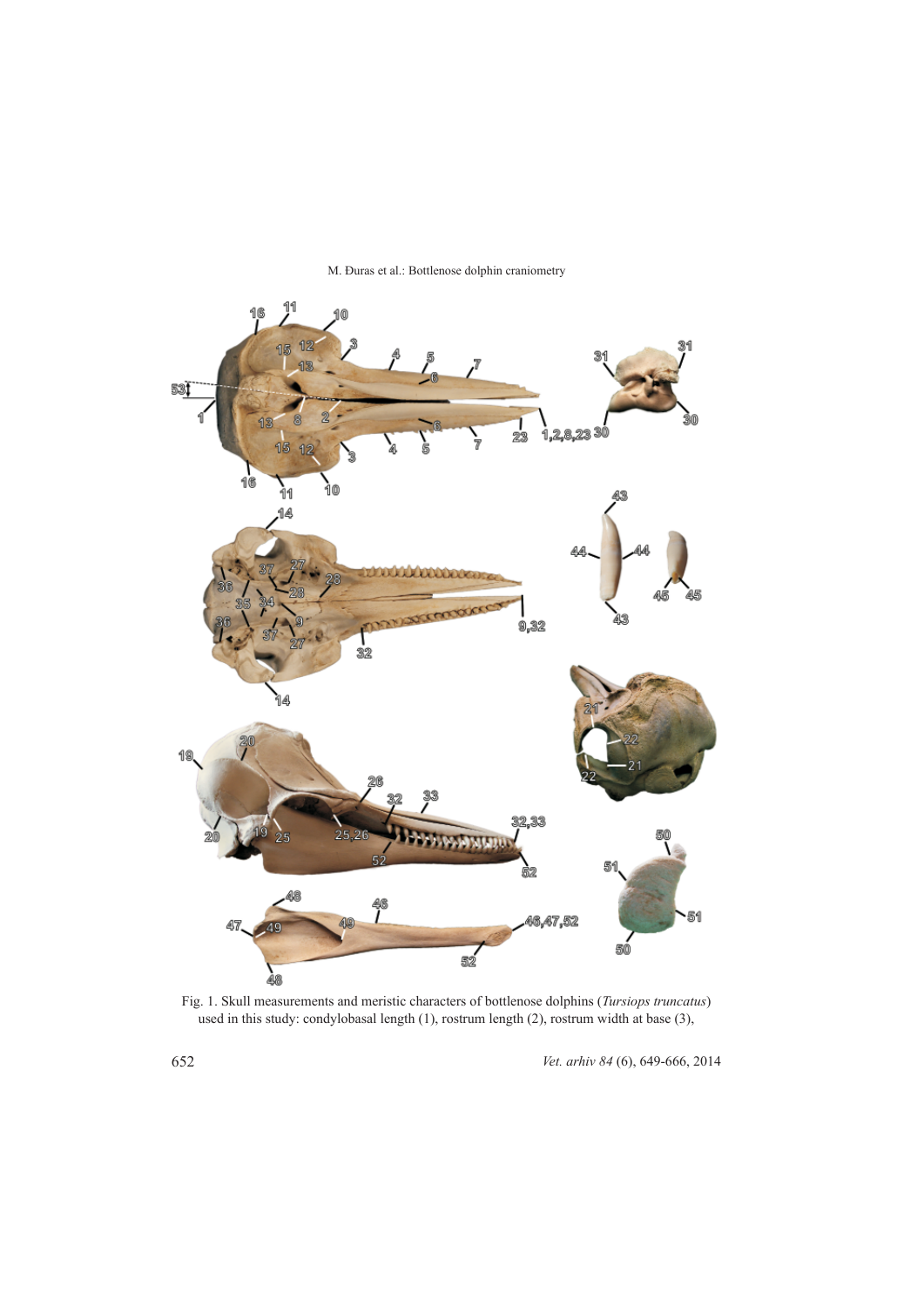Fig. 1. Skull measurements and meristic characters of bottlenose dolphins (*Tursiops truncatus*) used in this study: condylobasal length (1), rostrum length (2), rostrum width at base (3),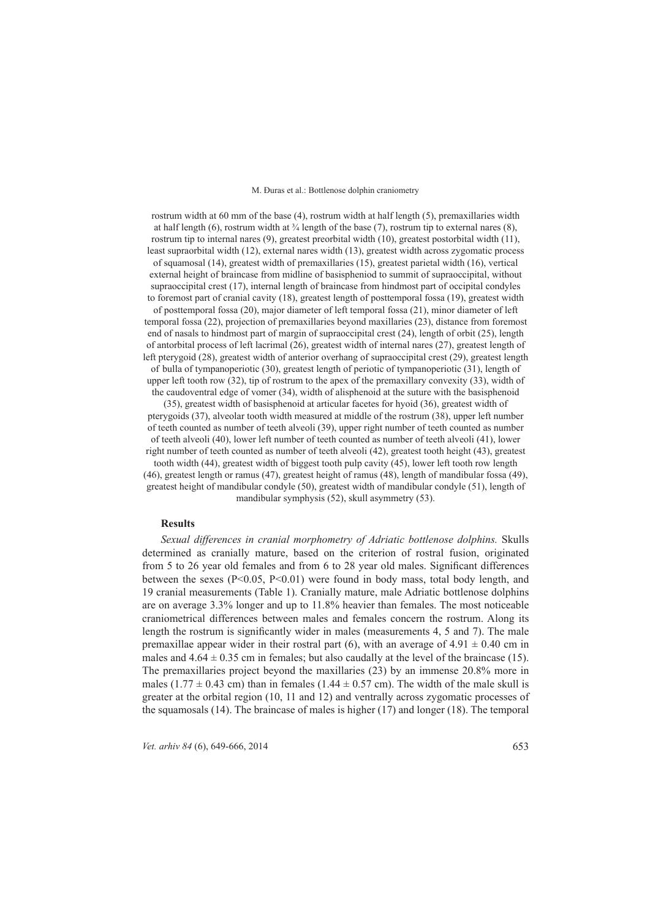rostrum width at 60 mm of the base (4), rostrum width at half length (5), premaxillaries width at half length (6), rostrum width at ¾ length of the base (7), rostrum tip to external nares (8), rostrum tip to internal nares (9), greatest preorbital width (10), greatest postorbital width (11), least supraorbital width (12), external nares width (13), greatest width across zygomatic process of squamosal (14), greatest width of premaxillaries (15), greatest parietal width (16), vertical external height of braincase from midline of basispheniod to summit of supraoccipital, without supraoccipital crest (17), internal length of braincase from hindmost part of occipital condyles to foremost part of cranial cavity (18), greatest length of posttemporal fossa (19), greatest width of posttemporal fossa (20), major diameter of left temporal fossa (21), minor diameter of left temporal fossa (22), projection of premaxillaries beyond maxillaries (23), distance from foremost end of nasals to hindmost part of margin of supraoccipital crest (24), length of orbit (25), length of antorbital process of left lacrimal (26), greatest width of internal nares (27), greatest length of left pterygoid (28), greatest width of anterior overhang of supraoccipital crest (29), greatest length of bulla of tympanoperiotic (30), greatest length of periotic of tympanoperiotic (31), length of upper left tooth row (32), tip of rostrum to the apex of the premaxillary convexity (33), width of the caudoventral edge of vomer (34), width of alisphenoid at the suture with the basisphenoid (35), greatest width of basisphenoid at articular facetes for hyoid (36), greatest width of pterygoids (37), alveolar tooth width measured at middle of the rostrum (38), upper left number of teeth counted as number of teeth alveoli (39), upper right number of teeth counted as number of teeth alveoli (40), lower left number of teeth counted as number of teeth alveoli (41), lower right number of teeth counted as number of teeth alveoli (42), greatest tooth height (43), greatest tooth width (44), greatest width of biggest tooth pulp cavity (45), lower left tooth row length (46), greatest length or ramus (47), greatest height of ramus (48), length of mandibular fossa (49), greatest height of mandibular condyle (50), greatest width of mandibular condyle (51), length of mandibular symphysis (52), skull asymmetry (53).

## Results

*Sexual differences in cranial morphometry of Adriatic bottlenose dolphins.* Skulls determined as cranially mature, based on the criterion of rostral fusion, originated from 5 to 26 year old females and from 6 to 28 year old males. Significant differences between the sexes ($P<0.05$, $P<0.01$) were found in body mass, total body length, and 19 cranial measurements (Table 1). Cranially mature, male Adriatic bottlenose dolphins are on average 3.3% longer and up to 11.8% heavier than females. The most noticeable craniometrical differences between males and females concern the rostrum. Along its length the rostrum is significantly wider in males (measurements 4, 5 and 7). The male premaxillae appear wider in their rostral part (6), with an average of $4.91 \pm 0.40$ cm in males and $4.64 \pm 0.35$ cm in females; but also caudally at the level of the braincase (15). The premaxillaries project beyond the maxillaries (23) by an immense 20.8% more in males ($1.77 \pm 0.43$ cm) than in females ($1.44 \pm 0.57$ cm). The width of the male skull is greater at the orbital region (10, 11 and 12) and ventrally across zygomatic processes of the squamosals (14). The braincase of males is higher (17) and longer (18). The temporal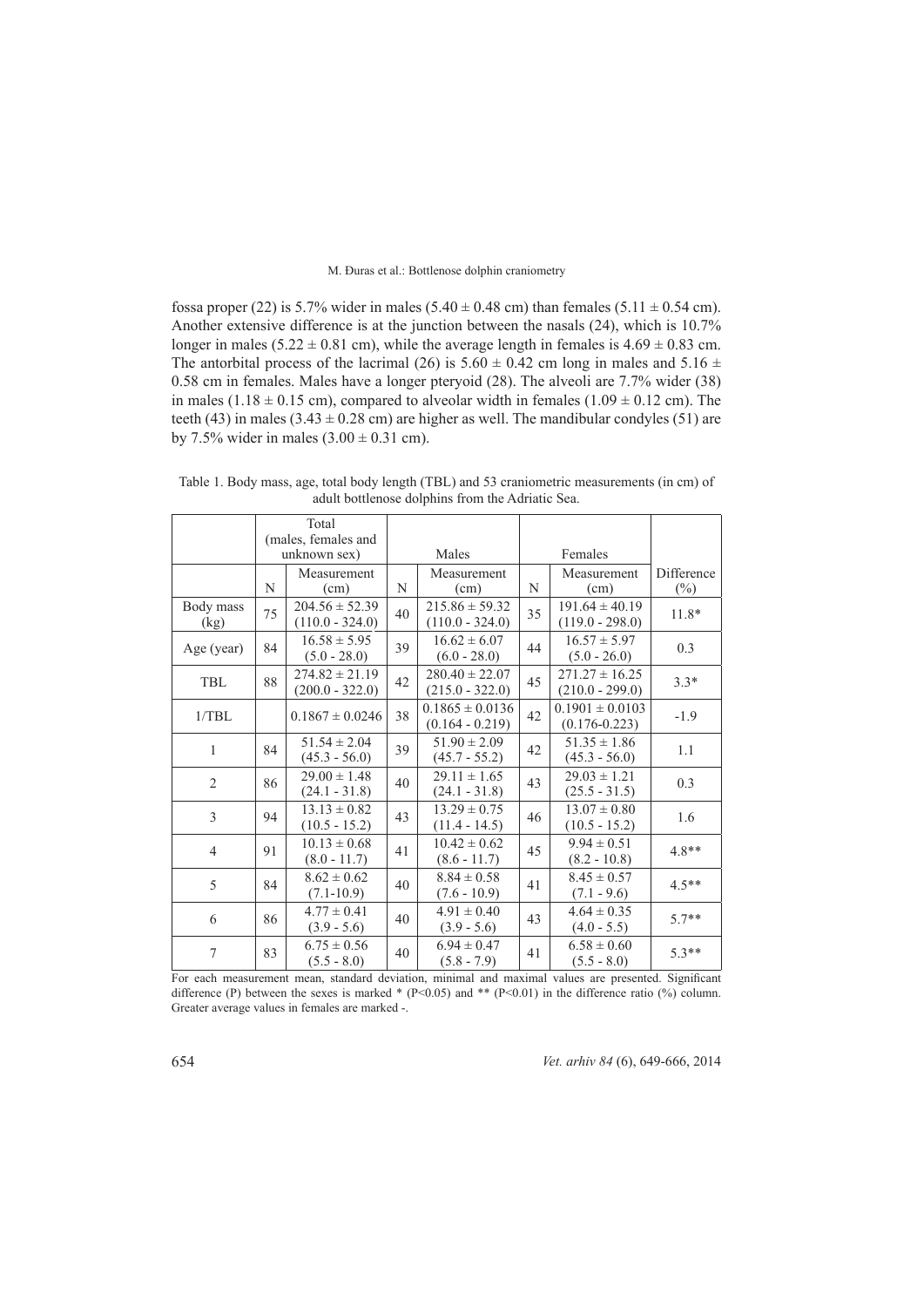fossa proper (22) is 5.7% wider in males (5.40 ± 0.48 cm) than females (5.11 ± 0.54 cm). Another extensive difference is at the junction between the nasals (24), which is 10.7% longer in males (5.22 ± 0.81 cm), while the average length in females is 4.69 ± 0.83 cm. The antorbital process of the lacrimal (26) is 5.60 ± 0.42 cm long in males and 5.16 ± 0.58 cm in females. Males have a longer pteryoid (28). The alveoli are 7.7% wider (38) in males (1.18 ± 0.15 cm), compared to alveolar width in females (1.09 ± 0.12 cm). The teeth (43) in males (3.43 ± 0.28 cm) are higher as well. The mandibular condyles (51) are by 7.5% wider in males (3.00 ± 0.31 cm).

Table 1. Body mass, age, total body length (TBL) and 53 craniometric measurements (in cm) of adult bottlenose dolphins from the Adriatic Sea.

| | Total (males, females and unknown sex) | | Males | | Females | | |
|---|---|---|---|---|---|---|---|
| | N | Measurement (cm) | N | Measurement (cm) | N | Measurement (cm) | Difference (%) |
| Body mass (kg) | 75 | 204.56 ± 52.39 (110.0 - 324.0) | 40 | 215.86 ± 59.32 (110.0 - 324.0) | 35 | 191.64 ± 40.19 (119.0 - 298.0) | 11.8* |
| Age (year) | 84 | 16.58 ± 5.95 (5.0 - 28.0) | 39 | 16.62 ± 6.07 (6.0 - 28.0) | 44 | 16.57 ± 5.97 (5.0 - 26.0) | 0.3 |
| TBL | 88 | 274.82 ± 21.19 (200.0 - 322.0) | 42 | 280.40 ± 22.07 (215.0 - 322.0) | 45 | 271.27 ± 16.25 (210.0 - 299.0) | 3.3* |
| 1/TBL | | 0.1867 ± 0.0246 | 38 | 0.1865 ± 0.0136 (0.164 - 0.219) | 42 | 0.1901 ± 0.0103 (0.176-0.223) | -1.9 |
| 1 | 84 | 51.54 ± 2.04 (45.3 - 56.0) | 39 | 51.90 ± 2.09 (45.7 - 55.2) | 42 | 51.35 ± 1.86 (45.3 - 56.0) | 1.1 |
| 2 | 86 | 29.00 ± 1.48 (24.1 - 31.8) | 40 | 29.11 ± 1.65 (24.1 - 31.8) | 43 | 29.03 ± 1.21 (25.5 - 31.5) | 0.3 |
| 3 | 94 | 13.13 ± 0.82 (10.5 - 15.2) | 43 | 13.29 ± 0.75 (11.4 - 14.5) | 46 | 13.07 ± 0.80 (10.5 - 15.2) | 1.6 |
| 4 | 91 | 10.13 ± 0.68 (8.0 - 11.7) | 41 | 10.42 ± 0.62 (8.6 - 11.7) | 45 | 9.94 ± 0.51 (8.2 - 10.8) | 4.8** |
| 5 | 84 | 8.62 ± 0.62 (7.1-10.9) | 40 | 8.84 ± 0.58 (7.6 - 10.9) | 41 | 8.45 ± 0.57 (7.1 - 9.6) | 4.5** |
| 6 | 86 | 4.77 ± 0.41 (3.9 - 5.6) | 40 | 4.91 ± 0.40 (3.9 - 5.6) | 43 | 4.64 ± 0.35 (4.0 - 5.5) | 5.7** |
| 7 | 83 | 6.75 ± 0.56 (5.5 - 8.0) | 40 | 6.94 ± 0.47 (5.8 - 7.9) | 41 | 6.58 ± 0.60 (5.5 - 8.0) | 5.3** |

For each measurement mean, standard deviation, minimal and maximal values are presented. Significant difference (P) between the sexes is marked * ($P<0.05$) and ** ($P<0.01$) in the difference ratio (%) column. Greater average values in females are marked -.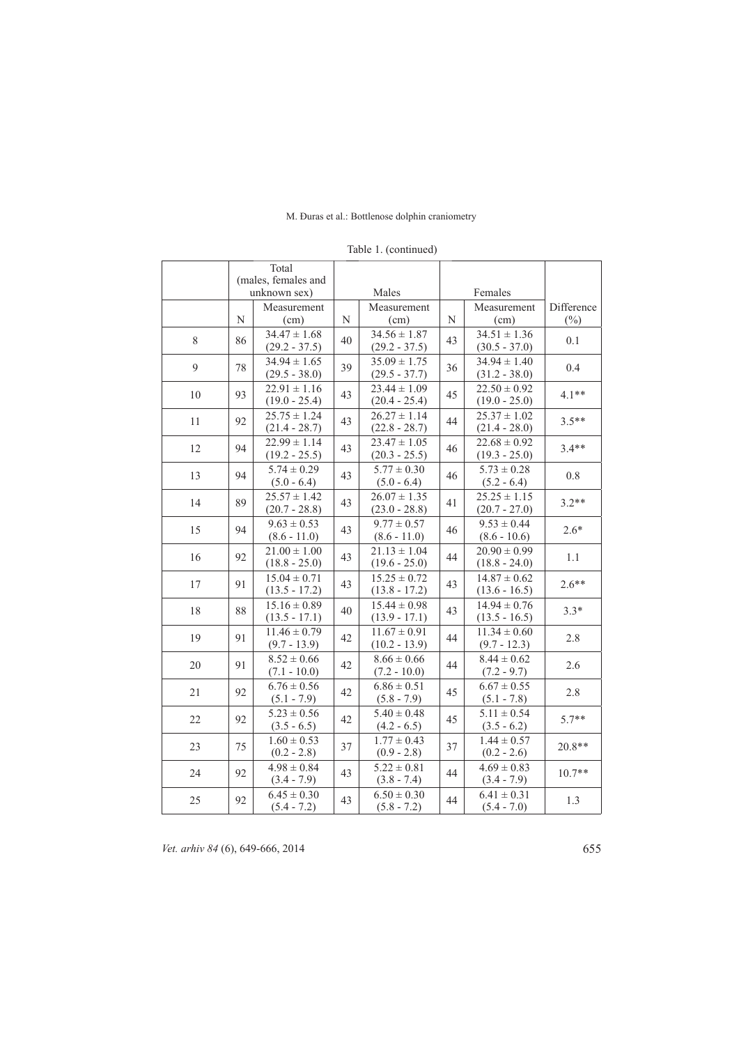Table 1. (continued)

| | Total (males, females and unknown sex) | | Males | | Females | | |
|---|---|---|---|---|---|---|---|
| | N | Measurement (cm) | N | Measurement (cm) | N | Measurement (cm) | Difference (%) |
| 8 | 86 | 34.47 ± 1.68 (29.2 - 37.5) | 40 | 34.56 ± 1.87 (29.2 - 37.5) | 43 | 34.51 ± 1.36 (30.5 - 37.0) | 0.1 |
| 9 | 78 | 34.94 ± 1.65 (29.5 - 38.0) | 39 | 35.09 ± 1.75 (29.5 - 37.7) | 36 | 34.94 ± 1.40 (31.2 - 38.0) | 0.4 |
| 10 | 93 | 22.91 ± 1.16 (19.0 - 25.4) | 43 | 23.44 ± 1.09 (20.4 - 25.4) | 45 | 22.50 ± 0.92 (19.0 - 25.0) | 4.1** |
| 11 | 92 | 25.75 ± 1.24 (21.4 - 28.7) | 43 | 26.27 ± 1.14 (22.8 - 28.7) | 44 | 25.37 ± 1.02 (21.4 - 28.0) | 3.5** |
| 12 | 94 | 22.99 ± 1.14 (19.2 - 25.5) | 43 | 23.47 ± 1.05 (20.3 - 25.5) | 46 | 22.68 ± 0.92 (19.3 - 25.0) | 3.4** |
| 13 | 94 | 5.74 ± 0.29 (5.0 - 6.4) | 43 | 5.77 ± 0.30 (5.0 - 6.4) | 46 | 5.73 ± 0.28 (5.2 - 6.4) | 0.8 |
| 14 | 89 | 25.57 ± 1.42 (20.7 - 28.8) | 43 | 26.07 ± 1.35 (23.0 - 28.8) | 41 | 25.25 ± 1.15 (20.7 - 27.0) | 3.2** |
| 15 | 94 | 9.63 ± 0.53 (8.6 - 11.0) | 43 | 9.77 ± 0.57 (8.6 - 11.0) | 46 | 9.53 ± 0.44 (8.6 - 10.6) | 2.6* |
| 16 | 92 | 21.00 ± 1.00 (18.8 - 25.0) | 43 | 21.13 ± 1.04 (19.6 - 25.0) | 44 | 20.90 ± 0.99 (18.8 - 24.0) | 1.1 |
| 17 | 91 | 15.04 ± 0.71 (13.5 - 17.2) | 43 | 15.25 ± 0.72 (13.8 - 17.2) | 43 | 14.87 ± 0.62 (13.6 - 16.5) | 2.6** |
| 18 | 88 | 15.16 ± 0.89 (13.5 - 17.1) | 40 | 15.44 ± 0.98 (13.9 - 17.1) | 43 | 14.94 ± 0.76 (13.5 - 16.5) | 3.3* |
| 19 | 91 | 11.46 ± 0.79 (9.7 - 13.9) | 42 | 11.67 ± 0.91 (10.2 - 13.9) | 44 | 11.34 ± 0.60 (9.7 - 12.3) | 2.8 |
| 20 | 91 | 8.52 ± 0.66 (7.1 - 10.0) | 42 | 8.66 ± 0.66 (7.2 - 10.0) | 44 | 8.44 ± 0.62 (7.2 - 9.7) | 2.6 |
| 21 | 92 | 6.76 ± 0.56 (5.1 - 7.9) | 42 | 6.86 ± 0.51 (5.8 - 7.9) | 45 | 6.67 ± 0.55 (5.1 - 7.8) | 2.8 |
| 22 | 92 | 5.23 ± 0.56 (3.5 - 6.5) | 42 | 5.40 ± 0.48 (4.2 - 6.5) | 45 | 5.11 ± 0.54 (3.5 - 6.2) | 5.7** |
| 23 | 75 | 1.60 ± 0.53 (0.2 - 2.8) | 37 | 1.77 ± 0.43 (0.9 - 2.8) | 37 | 1.44 ± 0.57 (0.2 - 2.6) | 20.8** |
| 24 | 92 | 4.98 ± 0.84 (3.4 - 7.9) | 43 | 5.22 ± 0.81 (3.8 - 7.4) | 44 | 4.69 ± 0.83 (3.4 - 7.9) | 10.7** |
| 25 | 92 | 6.45 ± 0.30 (5.4 - 7.2) | 43 | 6.50 ± 0.30 (5.8 - 7.2) | 44 | 6.41 ± 0.31 (5.4 - 7.0) | 1.3 |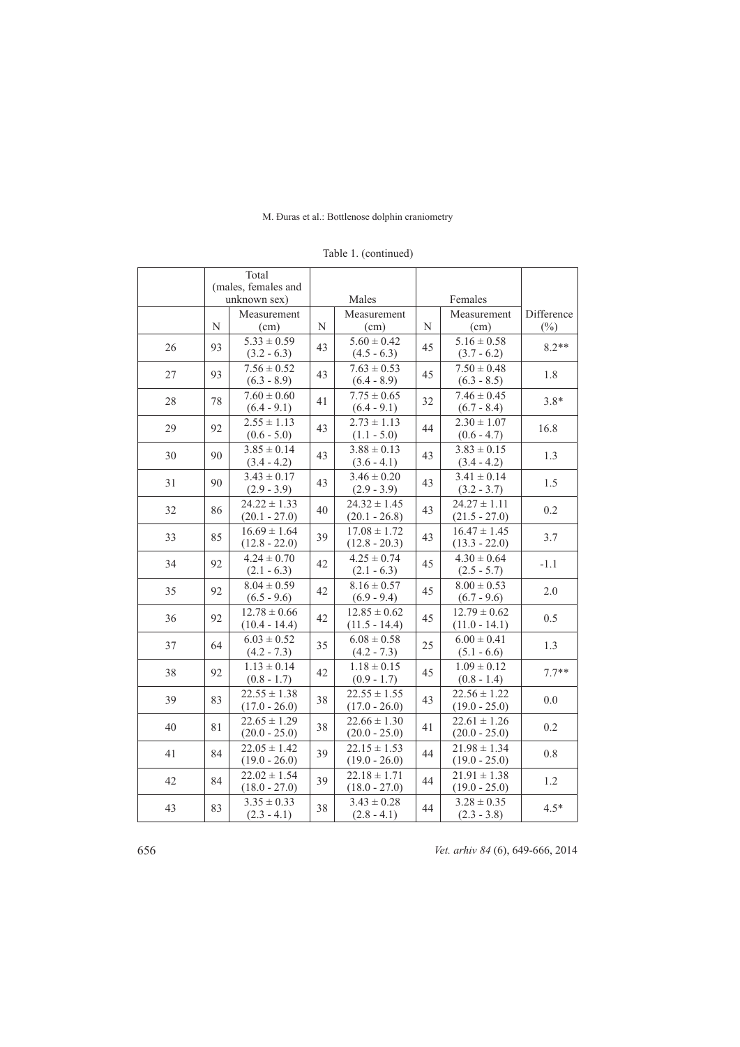Table 1. (continued)

| | Total (males, females and unknown sex) | | Males | | Females | | |
|---|---|---|---|---|---|---|---|
| | N | Measurement (cm) | N | Measurement (cm) | N | Measurement (cm) | Difference (%) |
| 26 | 93 | 5.33 ± 0.59 (3.2 - 6.3) | 43 | 5.60 ± 0.42 (4.5 - 6.3) | 45 | 5.16 ± 0.58 (3.7 - 6.2) | 8.2** |
| 27 | 93 | 7.56 ± 0.52 (6.3 - 8.9) | 43 | 7.63 ± 0.53 (6.4 - 8.9) | 45 | 7.50 ± 0.48 (6.3 - 8.5) | 1.8 |
| 28 | 78 | 7.60 ± 0.60 (6.4 - 9.1) | 41 | 7.75 ± 0.65 (6.4 - 9.1) | 32 | 7.46 ± 0.45 (6.7 - 8.4) | 3.8* |
| 29 | 92 | 2.55 ± 1.13 (0.6 - 5.0) | 43 | 2.73 ± 1.13 (1.1 - 5.0) | 44 | 2.30 ± 1.07 (0.6 - 4.7) | 16.8 |
| 30 | 90 | 3.85 ± 0.14 (3.4 - 4.2) | 43 | 3.88 ± 0.13 (3.6 - 4.1) | 43 | 3.83 ± 0.15 (3.4 - 4.2) | 1.3 |
| 31 | 90 | 3.43 ± 0.17 (2.9 - 3.9) | 43 | 3.46 ± 0.20 (2.9 - 3.9) | 43 | 3.41 ± 0.14 (3.2 - 3.7) | 1.5 |
| 32 | 86 | 24.22 ± 1.33 (20.1 - 27.0) | 40 | 24.32 ± 1.45 (20.1 - 26.8) | 43 | 24.27 ± 1.11 (21.5 - 27.0) | 0.2 |
| 33 | 85 | 16.69 ± 1.64 (12.8 - 22.0) | 39 | 17.08 ± 1.72 (12.8 - 20.3) | 43 | 16.47 ± 1.45 (13.3 - 22.0) | 3.7 |
| 34 | 92 | 4.24 ± 0.70 (2.1 - 6.3) | 42 | 4.25 ± 0.74 (2.1 - 6.3) | 45 | 4.30 ± 0.64 (2.5 - 5.7) | -1.1 |
| 35 | 92 | 8.04 ± 0.59 (6.5 - 9.6) | 42 | 8.16 ± 0.57 (6.9 - 9.4) | 45 | 8.00 ± 0.53 (6.7 - 9.6) | 2.0 |
| 36 | 92 | 12.78 ± 0.66 (10.4 - 14.4) | 42 | 12.85 ± 0.62 (11.5 - 14.4) | 45 | 12.79 ± 0.62 (11.0 - 14.1) | 0.5 |
| 37 | 64 | 6.03 ± 0.52 (4.2 - 7.3) | 35 | 6.08 ± 0.58 (4.2 - 7.3) | 25 | 6.00 ± 0.41 (5.1 - 6.6) | 1.3 |
| 38 | 92 | 1.13 ± 0.14 (0.8 - 1.7) | 42 | 1.18 ± 0.15 (0.9 - 1.7) | 45 | 1.09 ± 0.12 (0.8 - 1.4) | 7.7** |
| 39 | 83 | 22.55 ± 1.38 (17.0 - 26.0) | 38 | 22.55 ± 1.55 (17.0 - 26.0) | 43 | 22.56 ± 1.22 (19.0 - 25.0) | 0.0 |
| 40 | 81 | 22.65 ± 1.29 (20.0 - 25.0) | 38 | 22.66 ± 1.30 (20.0 - 25.0) | 41 | 22.61 ± 1.26 (20.0 - 25.0) | 0.2 |
| 41 | 84 | 22.05 ± 1.42 (19.0 - 26.0) | 39 | 22.15 ± 1.53 (19.0 - 26.0) | 44 | 21.98 ± 1.34 (19.0 - 25.0) | 0.8 |
| 42 | 84 | 22.02 ± 1.54 (18.0 - 27.0) | 39 | 22.18 ± 1.71 (18.0 - 27.0) | 44 | 21.91 ± 1.38 (19.0 - 25.0) | 1.2 |
| 43 | 83 | 3.35 ± 0.33 (2.3 - 4.1) | 38 | 3.43 ± 0.28 (2.8 - 4.1) | 44 | 3.28 ± 0.35 (2.3 - 3.8) | 4.5* |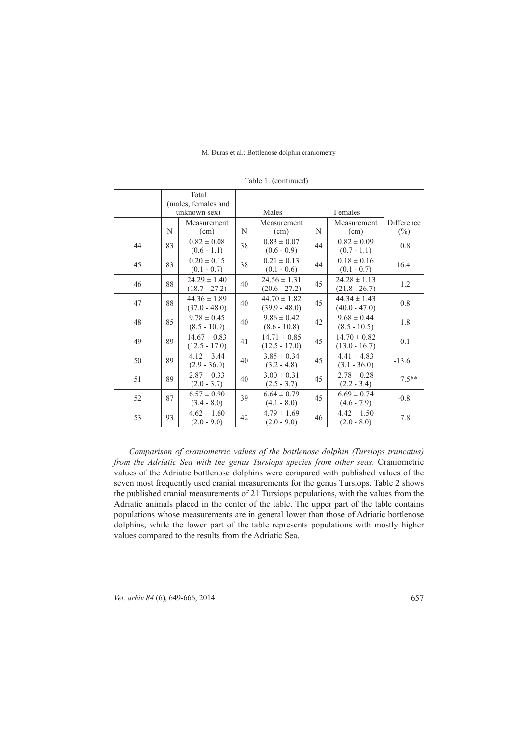Table 1. (continued)

| | Total (males, females and unknown sex) | | Males | | Females | | |
|---|---|---|---|---|---|---|---|
| | N | Measurement (cm) | N | Measurement (cm) | N | Measurement (cm) | Difference (%) |
| 44 | 83 | 0.82 ± 0.08 (0.6 - 1.1) | 38 | 0.83 ± 0.07 (0.6 - 0.9) | 44 | 0.82 ± 0.09 (0.7 - 1.1) | 0.8 |
| 45 | 83 | 0.20 ± 0.15 (0.1 - 0.7) | 38 | 0.21 ± 0.13 (0.1 - 0.6) | 44 | 0.18 ± 0.16 (0.1 - 0.7) | 16.4 |
| 46 | 88 | 24.29 ± 1.40 (18.7 - 27.2) | 40 | 24.56 ± 1.31 (20.6 - 27.2) | 45 | 24.28 ± 1.13 (21.8 - 26.7) | 1.2 |
| 47 | 88 | 44.36 ± 1.89 (37.0 - 48.0) | 40 | 44.70 ± 1.82 (39.9 - 48.0) | 45 | 44.34 ± 1.43 (40.0 - 47.0) | 0.8 |
| 48 | 85 | 9.78 ± 0.45 (8.5 - 10.9) | 40 | 9.86 ± 0.42 (8.6 - 10.8) | 42 | 9.68 ± 0.44 (8.5 - 10.5) | 1.8 |
| 49 | 89 | 14.67 ± 0.83 (12.5 - 17.0) | 41 | 14.71 ± 0.85 (12.5 - 17.0) | 45 | 14.70 ± 0.82 (13.0 - 16.7) | 0.1 |
| 50 | 89 | 4.12 ± 3.44 (2.9 - 36.0) | 40 | 3.85 ± 0.34 (3.2 - 4.8) | 45 | 4.41 ± 4.83 (3.1 - 36.0) | -13.6 |
| 51 | 89 | 2.87 ± 0.33 (2.0 - 3.7) | 40 | 3.00 ± 0.31 (2.5 - 3.7) | 45 | 2.78 ± 0.28 (2.2 - 3.4) | 7.5** |
| 52 | 87 | 6.57 ± 0.90 (3.4 - 8.0) | 39 | 6.64 ± 0.79 (4.1 - 8.0) | 45 | 6.69 ± 0.74 (4.6 - 7.9) | -0.8 |
| 53 | 93 | 4.62 ± 1.60 (2.0 - 9.0) | 42 | 4.79 ± 1.69 (2.0 - 9.0) | 46 | 4.42 ± 1.50 (2.0 - 8.0) | 7.8 |

*Comparison of craniometric values of the bottlenose dolphin (Tursiops truncatus) from the Adriatic Sea with the genus Tursiops species from other seas.* Craniometric values of the Adriatic bottlenose dolphins were compared with published values of the seven most frequently used cranial measurements for the genus Tursiops. Table 2 shows the published cranial measurements of 21 Tursiops populations, with the values from the Adriatic animals placed in the center of the table. The upper part of the table contains populations whose measurements are in general lower than those of Adriatic bottlenose dolphins, while the lower part of the table represents populations with mostly higher values compared to the results from the Adriatic Sea.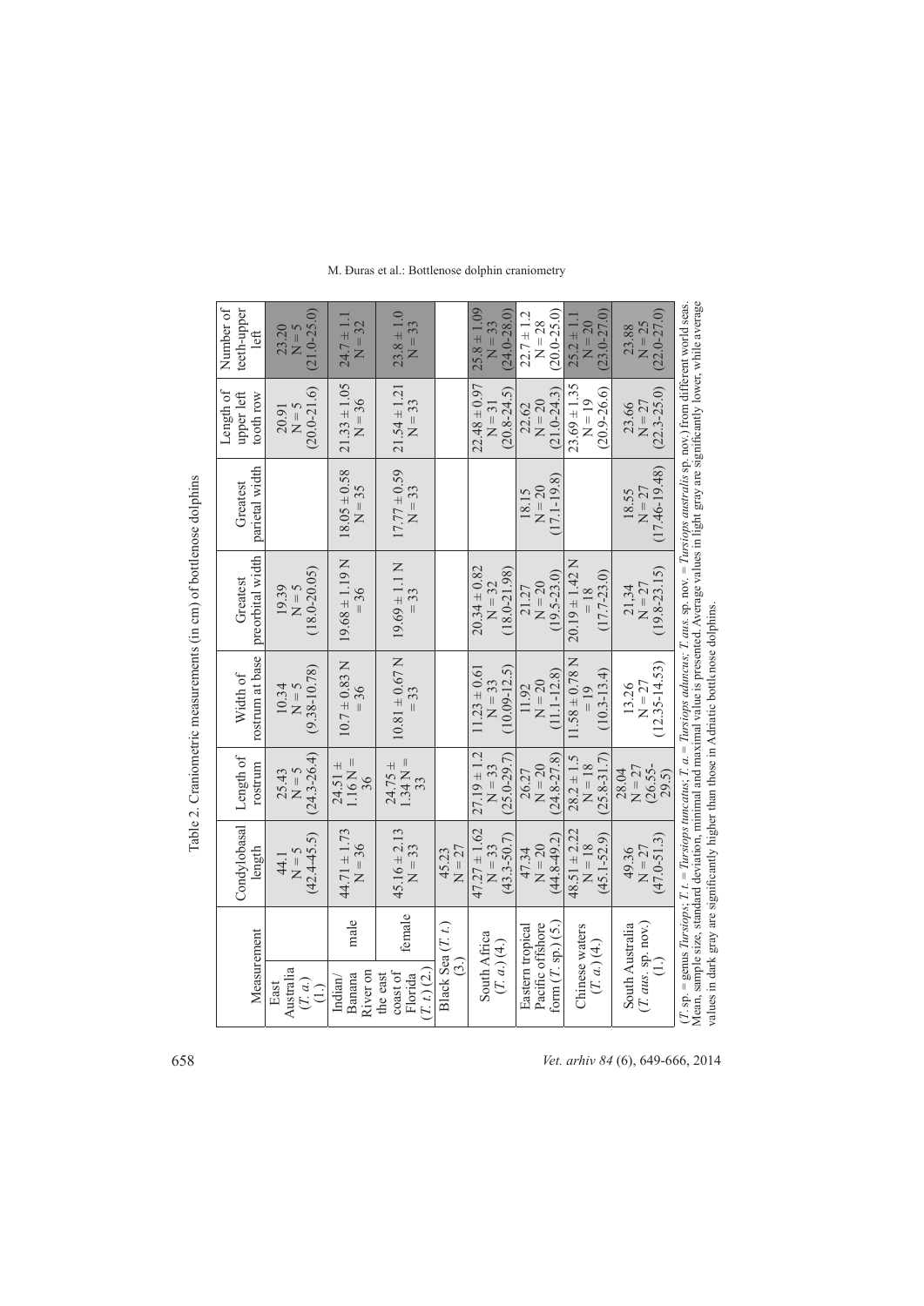Table 2. Craniometric measurements (in cm) of bottlenose dolphins

| Measurement | | Condylobasal length | Length of rostrum | Width of rostrum at base | Greatest preorbital width | Greatest parietal width | Length of upper left tooth row | Number of teeth-upper left |
|---|---|---|---|---|---|---|---|---|
| East Australia (*T. a.*) (1.) | | 44.1 N = 5 (42.4-45.5) | 25.43 N = 5 (24.3-26.4) | 10.34 N = 5 (9.38-10.78) | 19.39 N = 5 (18.0-20.05) | | 20.91 N = 5 (20.0-21.6) | 23.20 N = 5 (21.0-25.0) |
| Indian/ Banana River on the east coast of Florida (*T. t.*) (2.) | male | 44.71 ± 1.73 N = 36 | 24.51 ± 1.16 N = 36 | 10.7 ± 0.83 N = 36 | 19.68 ± 1.19 N = 36 | 18.05 ± 0.58 N = 35 | 21.33 ± 1.05 N = 36 | 24.7 ± 1.1 N = 32 |
| | female | 45.16 ± 2.13 N = 33 | 24.75 ± 1.34 N = 33 | 10.81 ± 0.67 N = 33 | 19.69 ± 1.1 N = 33 | 17.77 ± 0.59 N = 33 | 21.54 ± 1.21 N = 33 | 23.8 ± 1.0 N = 33 |
| Black Sea (*T. t.*) (3.) | | 45.23 N = 27 | | | | | | |
| South Africa (*T. a.*) (4.) | | 47.27 ± 1.62 N = 33 (43.3-50.7) | 27.19 ± 1.2 N = 33 (25.0-29.7) | 11.23 ± 0.61 N = 33 (10.09-12.5) | 20.34 ± 0.82 N = 32 (18.0-21.98) | | 22.48 ± 0.97 N = 31 (20.8-24.5) | 25.8 ± 1.09 N = 33 (24.0-28.0) |
| Eastern tropical Pacific offshore form (*T.* sp.) (5.) | | 47.34 N = 20 (44.8-49.2) | 26.27 N = 20 (24.8-27.8) | 11.92 N = 20 (11.1-12.8) | 21.27 N = 20 (19.5-23.0) | 18.15 N = 20 (17.1-19.8) | 22.62 N = 20 (21.0-24.3) | 22.7 ± 1.2 N = 28 (20.0-25.0) |
| Chinese waters (*T. a.*) (4.) | | 48.51 ± 2.22 N = 18 (45.1-52.9) | 28.2 ± 1.5 N = 18 (25.8-31.7) | 11.58 ± 0.78 N = 19 (10.3-13.4) | 20.19 ± 1.42 N = 18 (17.7-23.0) | | 23.69 ± 1.35 N = 19 (20.9-26.6) | 25.2 ± 1.1 N = 20 (23.0-27.0) |
| South Australia (*T. aus.* sp. nov.) (1.) | | 49.36 N = 27 (47.0-51.3) | 28.04 N = 27 (26.55-29.5) | 13.26 N = 27 (12.35-14.53) | 21,34 N = 27 (19.8-23.15) | 18.55 N = 27 (17.46-19.48) | 23.66 N = 27 (22.3-25.0) | 23.88 N = 25 (22.0-27.0) |

(*T.* sp. = genus *Tursiops*; *T. t.* = *Tursiops tuncatus*; *T. a.* = *Tursiops aduncus*; *T. aus.* sp. nov. = *Tursiops australis* sp. nov.) from different world seas. Mean, sample size, standard deviation, minimal and maximal value is presented. Average values in light gray are significantly lower, while average values in dark gray are significantly higher than those in Adriatic bottlenose dolphins.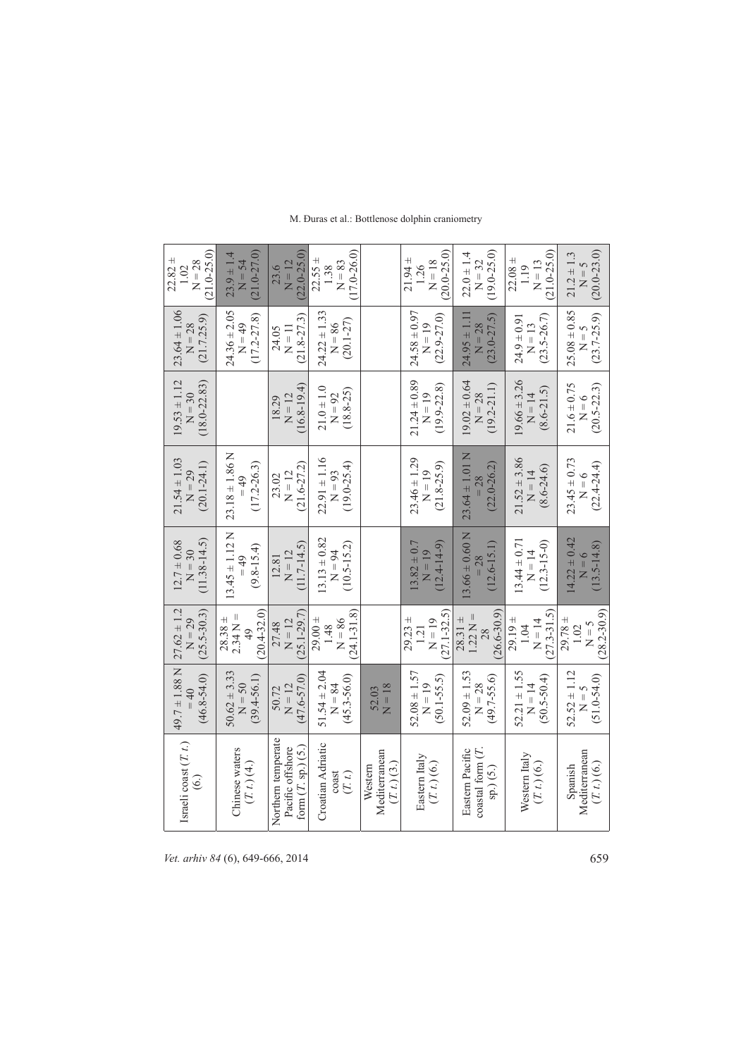| Spanish Mediterranean (*T. t.*) (6.) | Western Italy (*T. t.*) (6.) | Eastern Pacific coastal form (*T.* sp.) (5.) | Eastern Italy (*T. t.*) (6.) | Western Mediterranean (*T. t.*) (3.) | Croatian Adriatic coast (*T. t.*) | Northern temperate Pacific offshore form (*T.* sp.) (5.) | Chinese waters (*T. t.*) (4.) | Israeli coast (*T. t.*) (6.) |
|---|---|---|---|---|---|---|---|---|
| 52.52 ± 1.12 N = 5 (51.0-54.0) | 52.21 ± 1.55 N = 14 (50.5-50.4) | 52.09 ± 1.53 N = 28 (49.7-55.6) | 52.08 ± 1.57 N = 19 (50.1-55.5) | 52.03 N = 18 | 51.54 ± 2.04 N = 84 (45.3-56.0) | 50.72 N = 12 (47.6-57.0) | 50.62 ± 3.33 N = 50 (39.4-56.1) | 49.7 ± 1.88 N = 40 (46.8-54.0) |
| 29.78 ± 1.02 N = 5 (28.2-30.9) | 29.19 ± 1.04 N = 14 (27.3-31.5) | 28.31 ± 1.22 N = 28 (26.6-30.9) | 29.23 ± 1.21 N = 19 (27.1-32.5) | | 29.00 ± 1.48 N = 86 (24.1-31.8) | 27.48 N = 12 (25.1-29.7) | 28.38 ± 2.34 N = 49 (20.4-32.0) | 27.62 ± 1.2 N = 29 (25.5-30.3) |
| 14.22 ± 0.42 N = 6 (13.5-14.8) | 13.44 ± 0.71 N = 14 (12.3-15-0) | 13.66 ± 0.60 N = 28 (12.6-15.1) | 13.82 ± 0.7 N = 19 (12.4-14-9) | | 13.13 ± 0.82 N = 94 (10.5-15.2) | 12.81 N = 12 (11.7-14.5) | 13.45 ± 1.12 N = 49 (9.8-15.4) | 12.7 ± 0.68 N = 30 (11.38-14.5) |
| 23.45 ± 0.73 N = 6 (22.4-24.4) | 21.52 ± 3.86 N = 14 (8.6-24.6) | 23.64 ± 1.01 N = 28 (22.0-26.2) | 23.46 ± 1.29 N = 19 (21.8-25.9) | | 22.91 ± 1.16 N = 93 (19.0-25.4) | 23.02 N = 12 (21.6-27.2) | 23.18 ± 1.86 N = 49 (17.2-26.3) | 21.54 ± 1.03 N = 29 (20.1-24.1) |
| 21.6 ± 0.75 N = 6 (20.5-22.3) | 19.66 ± 3.26 N = 14 (8.6-21.5) | 19.02 ± 0.64 N = 28 (19.2-21.1) | 21.24 ± 0.89 N = 19 (19.9-22.8) | | 21.0 ± 1.0 N = 92 (18.8-25) | 18.29 N = 12 (16.8-19.4) | | 19.53 ± 1.12 N = 30 (18.0-22.83) |
| 25.08 ± 0.85 N = 5 (23.7-25.9) | 24.9 ± 0.91 N = 13 (23.5-26.7) | 24.95 ± 1.11 N = 28 (23.0-27.5) | 24.58 ± 0.97 N = 19 (22.9-27.0) | | 24.22 ± 1.33 N = 86 (20.1-27) | 24.05 N = 11 (21.8-27.3) | 24.36 ± 2.05 N = 49 (17.2-27.8) | 23.64 ± 1.06 N = 28 (21.7.25.9) |
| 21.2 ± 1.3 N = 5 (20.0-23.0) | 22.08 ± 1.19 N = 13 (21.0-25.0) | 22.0 ± 1.4 N = 32 (19.0-25.0) | 21.94 ± 1.26 N = 18 (20.0-25.0) | | 22.55 ± 1.38 N = 83 (17.0-26.0) | 23.6 N = 12 (22.0-25.0) | 23.9 ± 1.4 N = 54 (21.0-27.0) | 22.82 ± 1.02 N = 28 (21.0-25.0) |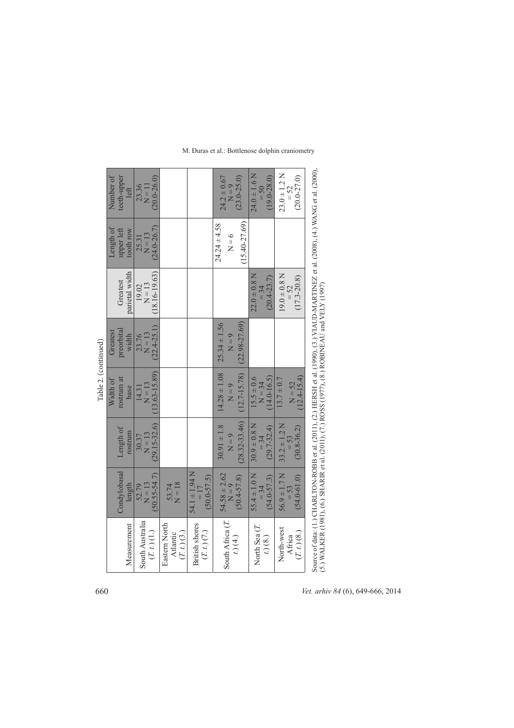Table 2. (continued)

| Measurement | Condylobasal length | Length of rostrum | Width of rostrum at base | Greatest preorbital width | Greatest parietal width | Length of upper left tooth row | Number of teeth-upper left |
|---|---|---|---|---|---|---|---|
| South Australia (*T. t.*) (1.) | 52.79 N = 13 (50.55-54.7) | 30.37 N = 13 (29.15-32.6) | 14.31 N = 13 (13.63-15.89) | 23.76 N = 13 (22.4-25.1) | 19.02 N = 13 (18.16-19.63) | 25.31 N = 13 (24.0-26.7) | 23.36 N = 11 (20.0-26.0) |
| Eastern North Atlantic (*T. t.*) (3.) | 53.74 N = 18 | | | | | | |
| British shores (*T. t.*) (7.) | 54.1 ± 1.94 N = 17 (50.0-57.5) | | | | | | |
| South Africa (*T. t.*) (4.) | 54.58 ± 2.62 N = 9 (50.4-57.8) | 30.91 ± 1.8 N = 9 (28.32-33.46) | 14.28 ± 1.08 N = 9 (12.7-15.78) | 25.34 ± 1.56 N = 9 (22.98-27.69) | | 24.24 ± 4.58 N = 6 (15.40-27.69) | 24.2 ± 0.67 N = 9 (23.0-25.0) |
| North Sea (*T. t.*) (8.) | 55.4 ± 1.0 N = 34 (54.0-57.3) | 30.9 ± 0.8 N = 34 (29.7-32.4) | 15.5 ± 0.6 N = 34 (14.0-16.5) | | 22.0 ± 0.8 N = 34 (20.4-23.7) | | 24.0 ± 1.6 N = 50 (19.0-28.0) |
| North-west Africa (*T. t.*) (8.) | 56.9 ± 1.7 N = 53 (54.0-61.0) | 33.2 ± 1.2 N = 53 (30.8-36.2) | 13.7 ± 0.7 N = 52 (12.4-15.4) | | 19.0 ± 0.8 N = 52 (17.3-20.8) | | 23.0 ± 1.2 N = 52 (20.0-27.0) |

Source of data: (1.) CHARLTON-ROBB et al. (2011), (2.) HERSH et al. (1990), (3.) VIAUD-MARTINEZ et al. (2008), (4.) WANG et al. (2000), (5.) WALKER (1981), (6.) SHARIR et al. (2011), (7.) ROSS (1977), (8.) ROBINEAU and VELY (1997)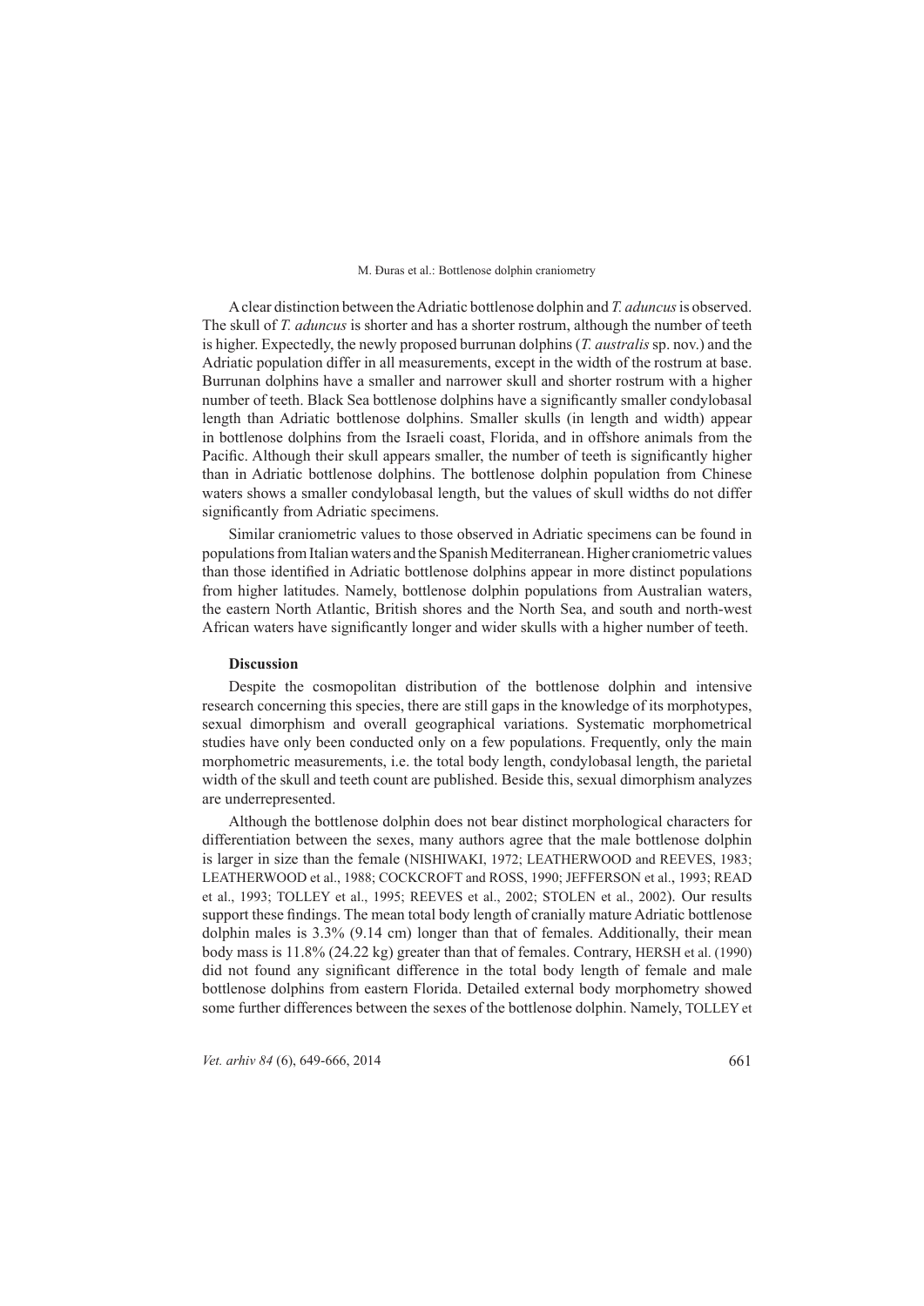A clear distinction between the Adriatic bottlenose dolphin and *T. aduncus* is observed. The skull of *T. aduncus* is shorter and has a shorter rostrum, although the number of teeth is higher. Expectedly, the newly proposed burrunan dolphins (*T. australis* sp. nov.) and the Adriatic population differ in all measurements, except in the width of the rostrum at base. Burrunan dolphins have a smaller and narrower skull and shorter rostrum with a higher number of teeth. Black Sea bottlenose dolphins have a significantly smaller condylobasal length than Adriatic bottlenose dolphins. Smaller skulls (in length and width) appear in bottlenose dolphins from the Israeli coast, Florida, and in offshore animals from the Pacific. Although their skull appears smaller, the number of teeth is significantly higher than in Adriatic bottlenose dolphins. The bottlenose dolphin population from Chinese waters shows a smaller condylobasal length, but the values of skull widths do not differ significantly from Adriatic specimens.

Similar craniometric values to those observed in Adriatic specimens can be found in populations from Italian waters and the Spanish Mediterranean. Higher craniometric values than those identified in Adriatic bottlenose dolphins appear in more distinct populations from higher latitudes. Namely, bottlenose dolphin populations from Australian waters, the eastern North Atlantic, British shores and the North Sea, and south and north-west African waters have significantly longer and wider skulls with a higher number of teeth.

## Discussion

Despite the cosmopolitan distribution of the bottlenose dolphin and intensive research concerning this species, there are still gaps in the knowledge of its morphotypes, sexual dimorphism and overall geographical variations. Systematic morphometrical studies have only been conducted only on a few populations. Frequently, only the main morphometric measurements, i.e. the total body length, condylobasal length, the parietal width of the skull and teeth count are published. Beside this, sexual dimorphism analyzes are underrepresented.

Although the bottlenose dolphin does not bear distinct morphological characters for differentiation between the sexes, many authors agree that the male bottlenose dolphin is larger in size than the female (NISHIWAKI, 1972; LEATHERWOOD and REEVES, 1983; LEATHERWOOD et al., 1988; COCKCROFT and ROSS, 1990; JEFFERSON et al., 1993; READ et al., 1993; TOLLEY et al., 1995; REEVES et al., 2002; STOLEN et al., 2002). Our results support these findings. The mean total body length of cranially mature Adriatic bottlenose dolphin males is 3.3% (9.14 cm) longer than that of females. Additionally, their mean body mass is 11.8% (24.22 kg) greater than that of females. Contrary, HERSH et al. (1990) did not found any significant difference in the total body length of female and male bottlenose dolphins from eastern Florida. Detailed external body morphometry showed some further differences between the sexes of the bottlenose dolphin. Namely, TOLLEY et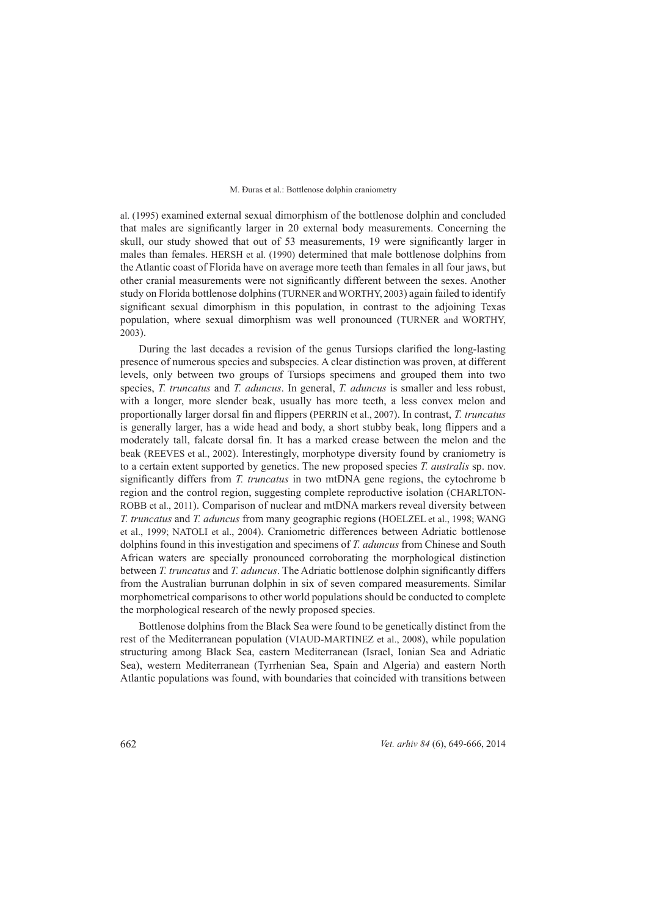al. (1995) examined external sexual dimorphism of the bottlenose dolphin and concluded that males are significantly larger in 20 external body measurements. Concerning the skull, our study showed that out of 53 measurements, 19 were significantly larger in males than females. HERSH et al. (1990) determined that male bottlenose dolphins from the Atlantic coast of Florida have on average more teeth than females in all four jaws, but other cranial measurements were not significantly different between the sexes. Another study on Florida bottlenose dolphins (TURNER and WORTHY, 2003) again failed to identify significant sexual dimorphism in this population, in contrast to the adjoining Texas population, where sexual dimorphism was well pronounced (TURNER and WORTHY, 2003).

During the last decades a revision of the genus Tursiops clarified the long-lasting presence of numerous species and subspecies. A clear distinction was proven, at different levels, only between two groups of Tursiops specimens and grouped them into two species, *T. truncatus* and *T. aduncus*. In general, *T. aduncus* is smaller and less robust, with a longer, more slender beak, usually has more teeth, a less convex melon and proportionally larger dorsal fin and flippers (PERRIN et al., 2007). In contrast, *T. truncatus* is generally larger, has a wide head and body, a short stubby beak, long flippers and a moderately tall, falcate dorsal fin. It has a marked crease between the melon and the beak (REEVES et al., 2002). Interestingly, morphotype diversity found by craniometry is to a certain extent supported by genetics. The new proposed species *T. australis* sp. nov. significantly differs from *T. truncatus* in two mtDNA gene regions, the cytochrome b region and the control region, suggesting complete reproductive isolation (CHARLTON-ROBB et al., 2011). Comparison of nuclear and mtDNA markers reveal diversity between *T. truncatus* and *T. aduncus* from many geographic regions (HOELZEL et al., 1998; WANG et al., 1999; NATOLI et al., 2004). Craniometric differences between Adriatic bottlenose dolphins found in this investigation and specimens of *T. aduncus* from Chinese and South African waters are specially pronounced corroborating the morphological distinction between *T. truncatus* and *T. aduncus*. The Adriatic bottlenose dolphin significantly differs from the Australian burrunan dolphin in six of seven compared measurements. Similar morphometrical comparisons to other world populations should be conducted to complete the morphological research of the newly proposed species.

Bottlenose dolphins from the Black Sea were found to be genetically distinct from the rest of the Mediterranean population (VIAUD-MARTINEZ et al., 2008), while population structuring among Black Sea, eastern Mediterranean (Israel, Ionian Sea and Adriatic Sea), western Mediterranean (Tyrrhenian Sea, Spain and Algeria) and eastern North Atlantic populations was found, with boundaries that coincided with transitions between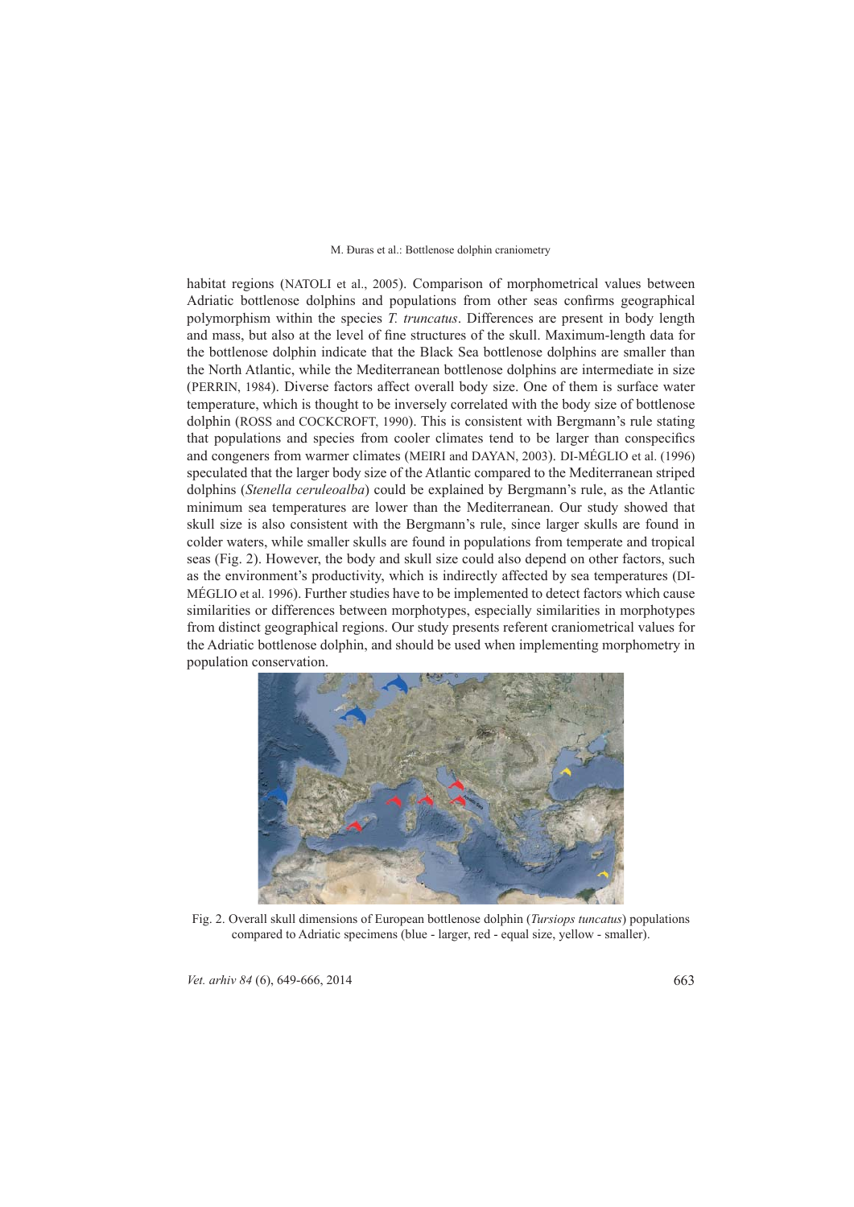habitat regions (NATOLI et al., 2005). Comparison of morphometrical values between Adriatic bottlenose dolphins and populations from other seas confirms geographical polymorphism within the species *T. truncatus*. Differences are present in body length and mass, but also at the level of fine structures of the skull. Maximum-length data for the bottlenose dolphin indicate that the Black Sea bottlenose dolphins are smaller than the North Atlantic, while the Mediterranean bottlenose dolphins are intermediate in size (PERRIN, 1984). Diverse factors affect overall body size. One of them is surface water temperature, which is thought to be inversely correlated with the body size of bottlenose dolphin (ROSS and COCKCROFT, 1990). This is consistent with Bergmann's rule stating that populations and species from cooler climates tend to be larger than conspecifics and congeners from warmer climates (MEIRI and DAYAN, 2003). DI-MÉGLIO et al. (1996) speculated that the larger body size of the Atlantic compared to the Mediterranean striped dolphins (*Stenella ceruleoalba*) could be explained by Bergmann's rule, as the Atlantic minimum sea temperatures are lower than the Mediterranean. Our study showed that skull size is also consistent with the Bergmann's rule, since larger skulls are found in colder waters, while smaller skulls are found in populations from temperate and tropical seas (Fig. 2). However, the body and skull size could also depend on other factors, such as the environment's productivity, which is indirectly affected by sea temperatures (DI-MÉGLIO et al. 1996). Further studies have to be implemented to detect factors which cause similarities or differences between morphotypes, especially similarities in morphotypes from distinct geographical regions. Our study presents referent craniometrical values for the Adriatic bottlenose dolphin, and should be used when implementing morphometry in population conservation.

Fig. 2. Overall skull dimensions of European bottlenose dolphin (*Tursiops tuncatus*) populations compared to Adriatic specimens (blue - larger, red - equal size, yellow - smaller).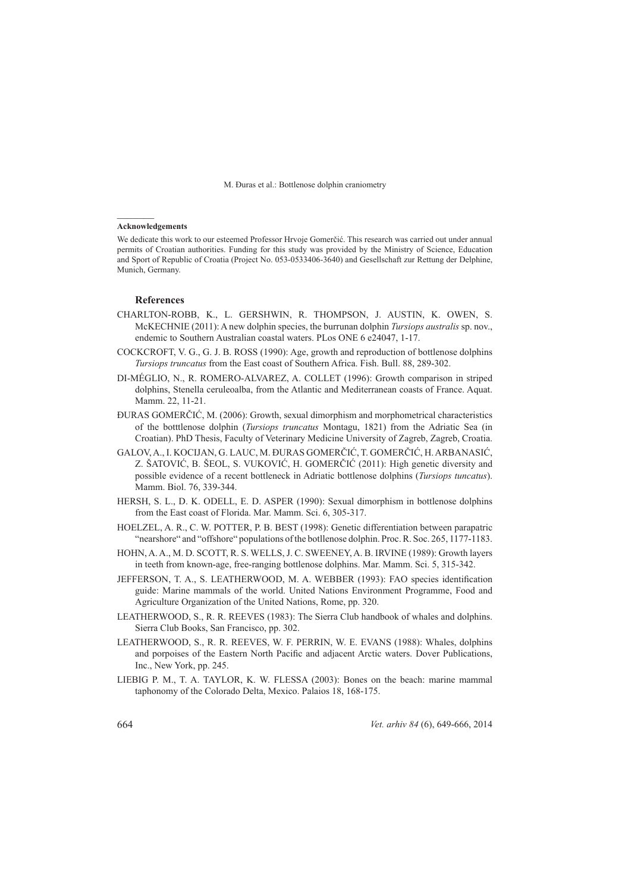**Acknowledgements**

We dedicate this work to our esteemed Professor Hrvoje Gomerčić. This research was carried out under annual permits of Croatian authorities. Funding for this study was provided by the Ministry of Science, Education and Sport of Republic of Croatia (Project No. 053-0533406-3640) and Gesellschaft zur Rettung der Delphine, Munich, Germany.

## References

CHARLTON-ROBB, K., L. GERSHWIN, R. THOMPSON, J. AUSTIN, K. OWEN, S. McKECHNIE (2011): A new dolphin species, the burrunan dolphin *Tursiops australis* sp. nov., endemic to Southern Australian coastal waters. PLos ONE 6 e24047, 1-17.

COCKCROFT, V. G., G. J. B. ROSS (1990): Age, growth and reproduction of bottlenose dolphins *Tursiops truncatus* from the East coast of Southern Africa. Fish. Bull. 88, 289-302.

DI-MÉGLIO, N., R. ROMERO-ALVAREZ, A. COLLET (1996): Growth comparison in striped dolphins, Stenella ceruleoalba, from the Atlantic and Mediterranean coasts of France. Aquat. Mamm. 22, 11-21.

ĐURAS GOMERČIĆ, M. (2006): Growth, sexual dimorphism and morphometrical characteristics of the botttlenose dolphin (*Tursiops truncatus* Montagu, 1821) from the Adriatic Sea (in Croatian). PhD Thesis, Faculty of Veterinary Medicine University of Zagreb, Zagreb, Croatia.

GALOV, A., I. KOCIJAN, G. LAUC, M. ĐURAS GOMERČIĆ, T. GOMERČIĆ, H. ARBANASIĆ, Z. ŠATOVIĆ, B. ŠEOL, S. VUKOVIĆ, H. GOMERČIĆ (2011): High genetic diversity and possible evidence of a recent bottleneck in Adriatic bottlenose dolphins (*Tursiops tuncatus*). Mamm. Biol. 76, 339-344.

HERSH, S. L., D. K. ODELL, E. D. ASPER (1990): Sexual dimorphism in bottlenose dolphins from the East coast of Florida. Mar. Mamm. Sci. 6, 305-317.

HOELZEL, A. R., C. W. POTTER, P. B. BEST (1998): Genetic differentiation between parapatric "nearshore" and "offshore" populations of the botllenose dolphin. Proc. R. Soc. 265, 1177-1183.

HOHN, A. A., M. D. SCOTT, R. S. WELLS, J. C. SWEENEY, A. B. IRVINE (1989): Growth layers in teeth from known-age, free-ranging bottlenose dolphins. Mar. Mamm. Sci. 5, 315-342.

JEFFERSON, T. A., S. LEATHERWOOD, M. A. WEBBER (1993): FAO species identification guide: Marine mammals of the world. United Nations Environment Programme, Food and Agriculture Organization of the United Nations, Rome, pp. 320.

LEATHERWOOD, S., R. R. REEVES (1983): The Sierra Club handbook of whales and dolphins. Sierra Club Books, San Francisco, pp. 302.

LEATHERWOOD, S., R. R. REEVES, W. F. PERRIN, W. E. EVANS (1988): Whales, dolphins and porpoises of the Eastern North Pacific and adjacent Arctic waters. Dover Publications, Inc., New York, pp. 245.

LIEBIG P. M., T. A. TAYLOR, K. W. FLESSA (2003): Bones on the beach: marine mammal taphonomy of the Colorado Delta, Mexico. Palaios 18, 168-175.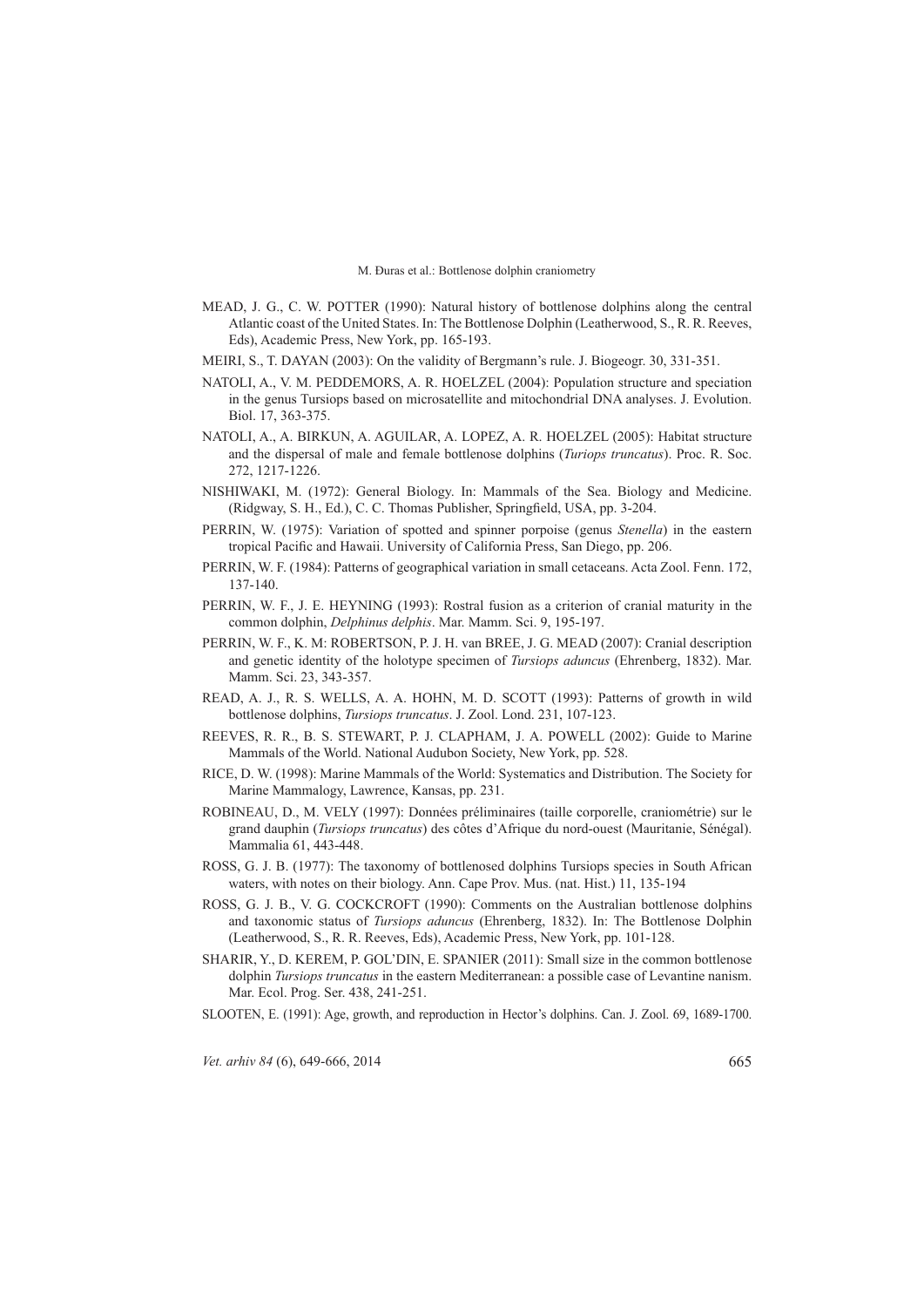MEAD, J. G., C. W. POTTER (1990): Natural history of bottlenose dolphins along the central Atlantic coast of the United States. In: The Bottlenose Dolphin (Leatherwood, S., R. R. Reeves, Eds), Academic Press, New York, pp. 165-193.

MEIRI, S., T. DAYAN (2003): On the validity of Bergmann's rule. J. Biogeogr. 30, 331-351.

NATOLI, A., V. M. PEDDEMORS, A. R. HOELZEL (2004): Population structure and speciation in the genus Tursiops based on microsatellite and mitochondrial DNA analyses. J. Evolution. Biol. 17, 363-375.

NATOLI, A., A. BIRKUN, A. AGUILAR, A. LOPEZ, A. R. HOELZEL (2005): Habitat structure and the dispersal of male and female bottlenose dolphins (*Turiops truncatus*). Proc. R. Soc. 272, 1217-1226.

NISHIWAKI, M. (1972): General Biology. In: Mammals of the Sea. Biology and Medicine. (Ridgway, S. H., Ed.), C. C. Thomas Publisher, Springfield, USA, pp. 3-204.

PERRIN, W. (1975): Variation of spotted and spinner porpoise (genus *Stenella*) in the eastern tropical Pacific and Hawaii. University of California Press, San Diego, pp. 206.

PERRIN, W. F. (1984): Patterns of geographical variation in small cetaceans. Acta Zool. Fenn. 172, 137-140.

PERRIN, W. F., J. E. HEYNING (1993): Rostral fusion as a criterion of cranial maturity in the common dolphin, *Delphinus delphis*. Mar. Mamm. Sci. 9, 195-197.

PERRIN, W. F., K. M: ROBERTSON, P. J. H. van BREE, J. G. MEAD (2007): Cranial description and genetic identity of the holotype specimen of *Tursiops aduncus* (Ehrenberg, 1832). Mar. Mamm. Sci. 23, 343-357.

READ, A. J., R. S. WELLS, A. A. HOHN, M. D. SCOTT (1993): Patterns of growth in wild bottlenose dolphins, *Tursiops truncatus*. J. Zool. Lond. 231, 107-123.

REEVES, R. R., B. S. STEWART, P. J. CLAPHAM, J. A. POWELL (2002): Guide to Marine Mammals of the World. National Audubon Society, New York, pp. 528.

RICE, D. W. (1998): Marine Mammals of the World: Systematics and Distribution. The Society for Marine Mammalogy, Lawrence, Kansas, pp. 231.

ROBINEAU, D., M. VELY (1997): Données préliminaires (taille corporelle, craniométrie) sur le grand dauphin (*Tursiops truncatus*) des côtes d'Afrique du nord-ouest (Mauritanie, Sénégal). Mammalia 61, 443-448.

ROSS, G. J. B. (1977): The taxonomy of bottlenosed dolphins Tursiops species in South African waters, with notes on their biology. Ann. Cape Prov. Mus. (nat. Hist.) 11, 135-194

ROSS, G. J. B., V. G. COCKCROFT (1990): Comments on the Australian bottlenose dolphins and taxonomic status of *Tursiops aduncus* (Ehrenberg, 1832). In: The Bottlenose Dolphin (Leatherwood, S., R. R. Reeves, Eds), Academic Press, New York, pp. 101-128.

SHARIR, Y., D. KEREM, P. GOL'DIN, E. SPANIER (2011): Small size in the common bottlenose dolphin *Tursiops truncatus* in the eastern Mediterranean: a possible case of Levantine nanism. Mar. Ecol. Prog. Ser. 438, 241-251.

SLOOTEN, E. (1991): Age, growth, and reproduction in Hector's dolphins. Can. J. Zool. 69, 1689-1700.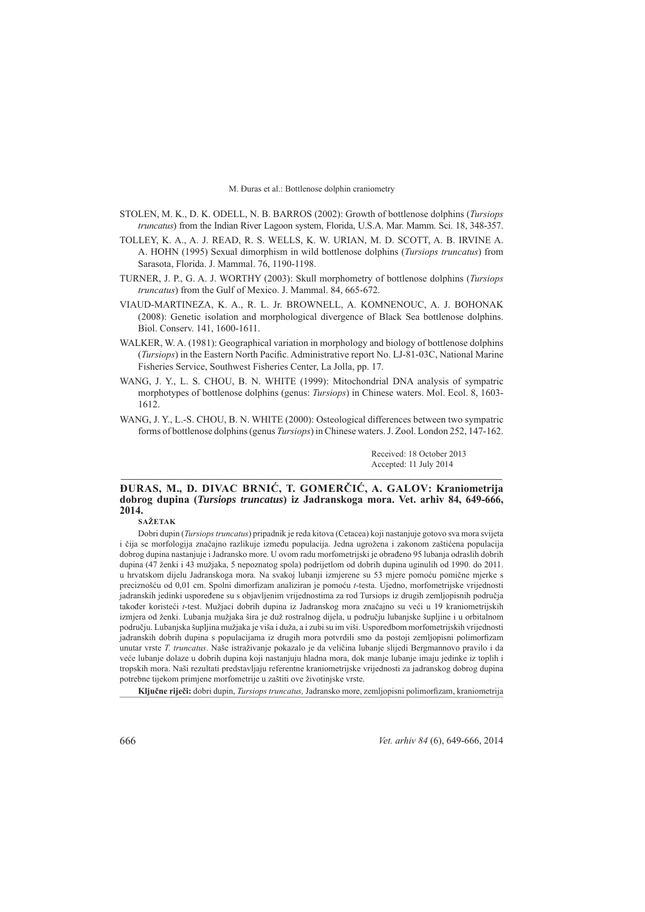STOLEN, M. K., D. K. ODELL, N. B. BARROS (2002): Growth of bottlenose dolphins (*Tursiops truncatus*) from the Indian River Lagoon system, Florida, U.S.A. Mar. Mamm. Sci. 18, 348-357.

TOLLEY, K. A., A. J. READ, R. S. WELLS, K. W. URIAN, M. D. SCOTT, A. B. IRVINE A. A. HOHN (1995) Sexual dimorphism in wild bottlenose dolphins (*Tursiops truncatus*) from Sarasota, Florida. J. Mammal. 76, 1190-1198.

TURNER, J. P., G. A. J. WORTHY (2003): Skull morphometry of bottlenose dolphins (*Tursiops truncatus*) from the Gulf of Mexico. J. Mammal. 84, 665-672.

VIAUD-MARTINEZA, K. A., R. L. Jr. BROWNELL, A. KOMNENOUC, A. J. BOHONAK (2008): Genetic isolation and morphological divergence of Black Sea bottlenose dolphins. Biol. Conserv. 141, 1600-1611.

WALKER, W. A. (1981): Geographical variation in morphology and biology of bottlenose dolphins (*Tursiops*) in the Eastern North Pacific. Administrative report No. LJ-81-03C, National Marine Fisheries Service, Southwest Fisheries Center, La Jolla, pp. 17.

WANG, J. Y., L. S. CHOU, B. N. WHITE (1999): Mitochondrial DNA analysis of sympatric morphotypes of bottlenose dolphins (genus: *Tursiops*) in Chinese waters. Mol. Ecol. 8, 1603-1612.

WANG, J. Y., L.-S. CHOU, B. N. WHITE (2000): Osteological differences between two sympatric forms of bottlenose dolphins (genus *Tursiops*) in Chinese waters. J. Zool. London 252, 147-162.

Received: 18 October 2013
Accepted: 11 July 2014

---

**ĐURAS, M., D. DIVAC BRNIĆ, T. GOMERČIĆ, A. GALOV: Kraniometrija dobrog dupina (*Tursiops truncatus*) iz Jadranskoga mora. Vet. arhiv 84, 649-666, 2014.**

**SAŽETAK**

Dobri dupin (*Tursiops truncatus*) pripadnik je reda kitova (Cetacea) koji nastanjuje gotovo sva mora svijeta i čija se morfologija značajno razlikuje između populacija. Jedna ugrožena i zakonom zaštićena populacija dobrog dupina nastanjuje i Jadransko more. U ovom radu morfometrijski je obrađeno 95 lubanja odraslih dobrih dupina (47 ženki i 43 mužjaka, 5 nepoznatog spola) podrijetlom od dobrih dupina uginulih od 1990. do 2011. u hrvatskom dijelu Jadranskoga mora. Na svakoj lubanji izmjerene su 53 mjere pomoću pomične mjerke s preciznošću od 0,01 cm. Spolni dimorfizam analiziran je pomoću *t*-testa. Ujedno, morfometrijske vrijednosti jadranskih jedinki uspoređene su s objavljenim vrijednostima za rod Tursiops iz drugih zemljopisnih područja također koristeći *t*-test. Mužjaci dobrih dupina iz Jadranskog mora značajno su veći u 19 kraniometrijskih izmjera od ženki. Lubanja mužjaka šira je duž rostralnog dijela, u području lubanjske šupljine i u orbitalnom području. Lubanjska šupljina mužjaka je viša i duža, a i zubi su im viši. Usporedbom morfometrijskih vrijednosti jadranskih dobrih dupina s populacijama iz drugih mora potvrdili smo da postoji zemljopisni polimorfizam unutar vrste *T. truncatus*. Naše istraživanje pokazalo je da veličina lubanje slijedi Bergmannovo pravilo i da veće lubanje dolaze u dobrih đupina koji nastanjuju hladna mora, dok manje lubanje imaju jedinke iz toplih i tropskih mora. Naši rezultati predstavljaju referentne kraniometrijske vrijednosti za jadranskog dobrog dupina potrebne tijekom primjene morfometrije u zaštiti ove životinjske vrste.

**Ključne riječi:** dobri dupin, *Tursiops truncatus,* Jadransko more, zemljopisni polimorfizam, kraniometrija